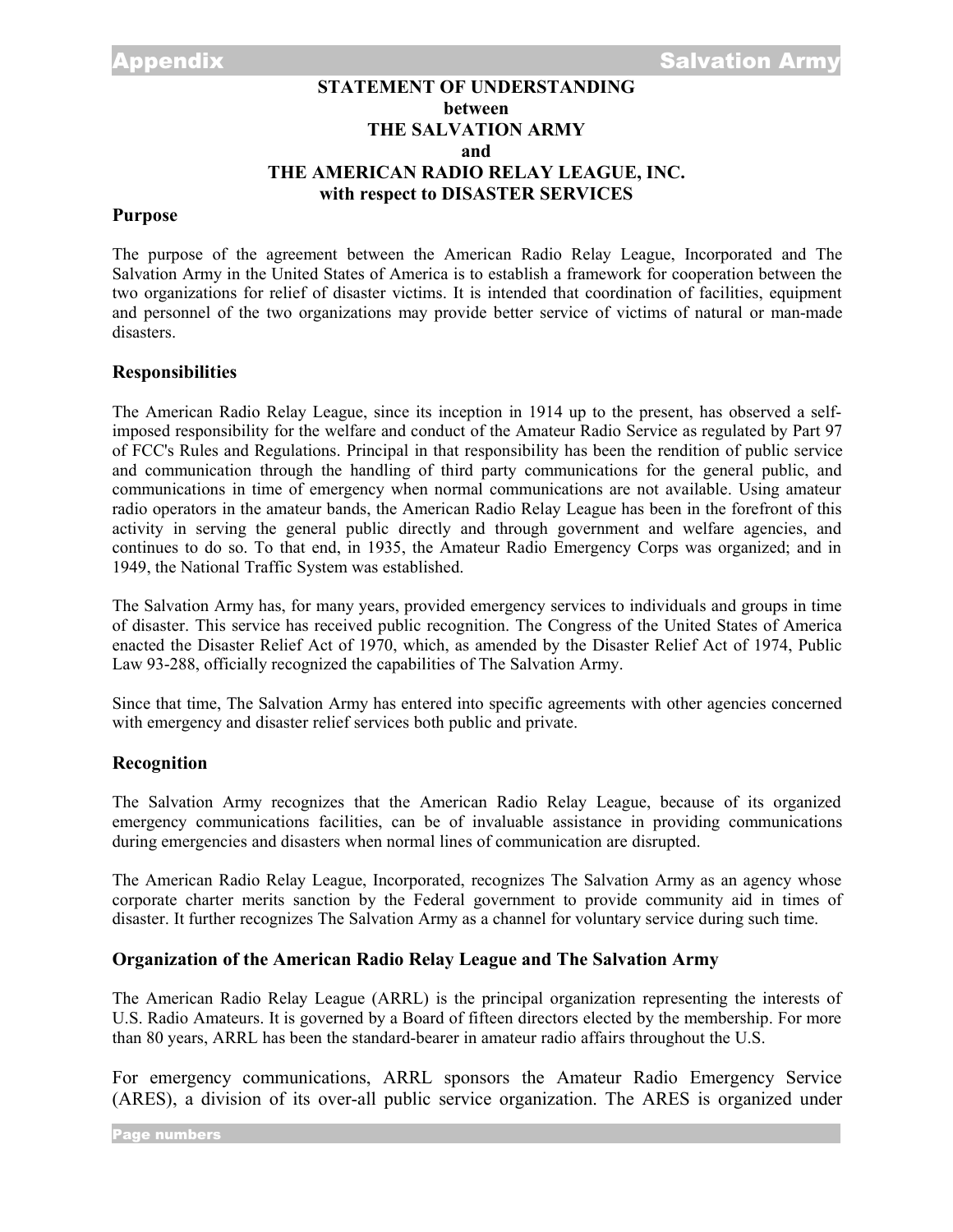# STATEMENT OF UNDERSTANDING
# between
# THE SALVATION ARMY
# and
# THE AMERICAN RADIO RELAY LEAGUE, INC.
# with respect to DISASTER SERVICES

## Purpose

The purpose of the agreement between the American Radio Relay League, Incorporated and The Salvation Army in the United States of America is to establish a framework for cooperation between the two organizations for relief of disaster victims. It is intended that coordination of facilities, equipment and personnel of the two organizations may provide better service of victims of natural or man-made disasters.

## Responsibilities

The American Radio Relay League, since its inception in 1914 up to the present, has observed a self-imposed responsibility for the welfare and conduct of the Amateur Radio Service as regulated by Part 97 of FCC's Rules and Regulations. Principal in that responsibility has been the rendition of public service and communication through the handling of third party communications for the general public, and communications in time of emergency when normal communications are not available. Using amateur radio operators in the amateur bands, the American Radio Relay League has been in the forefront of this activity in serving the general public directly and through government and welfare agencies, and continues to do so. To that end, in 1935, the Amateur Radio Emergency Corps was organized; and in 1949, the National Traffic System was established.

The Salvation Army has, for many years, provided emergency services to individuals and groups in time of disaster. This service has received public recognition. The Congress of the United States of America enacted the Disaster Relief Act of 1970, which, as amended by the Disaster Relief Act of 1974, Public Law 93-288, officially recognized the capabilities of The Salvation Army.

Since that time, The Salvation Army has entered into specific agreements with other agencies concerned with emergency and disaster relief services both public and private.

## Recognition

The Salvation Army recognizes that the American Radio Relay League, because of its organized emergency communications facilities, can be of invaluable assistance in providing communications during emergencies and disasters when normal lines of communication are disrupted.

The American Radio Relay League, Incorporated, recognizes The Salvation Army as an agency whose corporate charter merits sanction by the Federal government to provide community aid in times of disaster. It further recognizes The Salvation Army as a channel for voluntary service during such time.

## Organization of the American Radio Relay League and The Salvation Army

The American Radio Relay League (ARRL) is the principal organization representing the interests of U.S. Radio Amateurs. It is governed by a Board of fifteen directors elected by the membership. For more than 80 years, ARRL has been the standard-bearer in amateur radio affairs throughout the U.S.

For emergency communications, ARRL sponsors the Amateur Radio Emergency Service (ARES), a division of its over-all public service organization. The ARES is organized under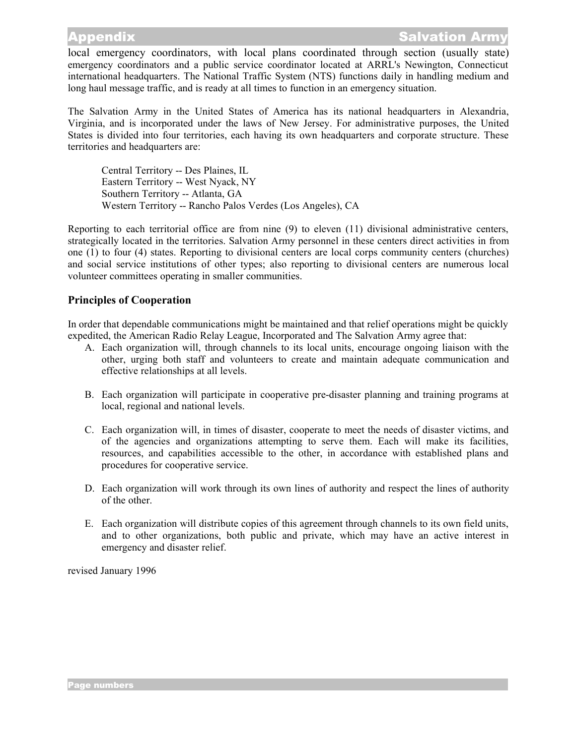local emergency coordinators, with local plans coordinated through section (usually state) emergency coordinators and a public service coordinator located at ARRL's Newington, Connecticut international headquarters. The National Traffic System (NTS) functions daily in handling medium and long haul message traffic, and is ready at all times to function in an emergency situation.

The Salvation Army in the United States of America has its national headquarters in Alexandria, Virginia, and is incorporated under the laws of New Jersey. For administrative purposes, the United States is divided into four territories, each having its own headquarters and corporate structure. These territories and headquarters are:

Central Territory -- Des Plaines, IL
Eastern Territory -- West Nyack, NY
Southern Territory -- Atlanta, GA
Western Territory -- Rancho Palos Verdes (Los Angeles), CA

Reporting to each territorial office are from nine (9) to eleven (11) divisional administrative centers, strategically located in the territories. Salvation Army personnel in these centers direct activities in from one (1) to four (4) states. Reporting to divisional centers are local corps community centers (churches) and social service institutions of other types; also reporting to divisional centers are numerous local volunteer committees operating in smaller communities.

### Principles of Cooperation

In order that dependable communications might be maintained and that relief operations might be quickly expedited, the American Radio Relay League, Incorporated and The Salvation Army agree that:

A. Each organization will, through channels to its local units, encourage ongoing liaison with the other, urging both staff and volunteers to create and maintain adequate communication and effective relationships at all levels.

B. Each organization will participate in cooperative pre-disaster planning and training programs at local, regional and national levels.

C. Each organization will, in times of disaster, cooperate to meet the needs of disaster victims, and of the agencies and organizations attempting to serve them. Each will make its facilities, resources, and capabilities accessible to the other, in accordance with established plans and procedures for cooperative service.

D. Each organization will work through its own lines of authority and respect the lines of authority of the other.

E. Each organization will distribute copies of this agreement through channels to its own field units, and to other organizations, both public and private, which may have an active interest in emergency and disaster relief.

revised January 1996